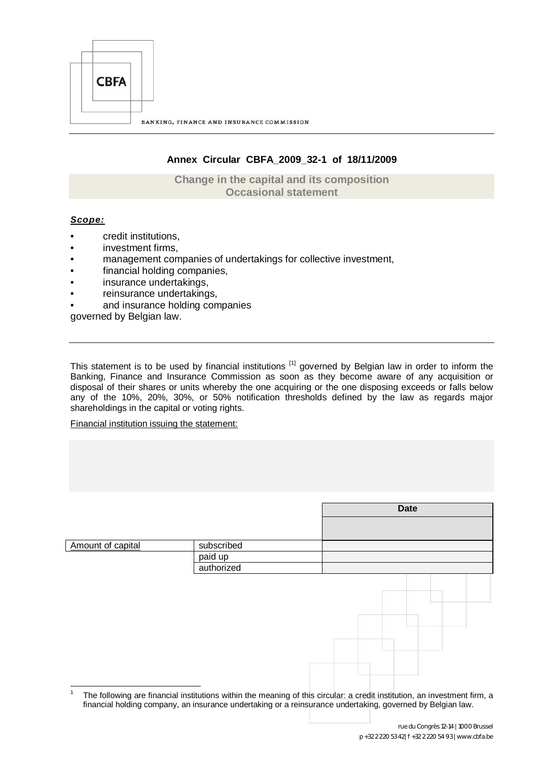CBFA

BANKING, FINANCE AND INSURANCE COMMISSION

**Annex Circular CBFA_2009_32-1 of 18/11/2009**

**Change in the capital and its composition**
**Occasional statement**

***Scope:***

- credit institutions,
- investment firms,
- management companies of undertakings for collective investment,
- financial holding companies,
- insurance undertakings,
- reinsurance undertakings,
- and insurance holding companies

governed by Belgian law.

---

This statement is to be used by financial institutions [1] governed by Belgian law in order to inform the Banking, Finance and Insurance Commission as soon as they become aware of any acquisition or disposal of their shares or units whereby the one acquiring or the one disposing exceeds or falls below any of the 10%, 20%, 30%, or 50% notification thresholds defined by the law as regards major shareholdings in the capital or voting rights.

Financial institution issuing the statement:

| | | Date |
|---|---|---|
| | | |
| Amount of capital | subscribed | |
| | paid up | |
| | authorized | |

[1] The following are financial institutions within the meaning of this circular: a credit institution, an investment firm, a financial holding company, an insurance undertaking or a reinsurance undertaking, governed by Belgian law.

rue du Congrès 12-14 | 1000 Brussel
p +32 2 220 53 42 | f +32 2 220 54 93 | www.cbfa.be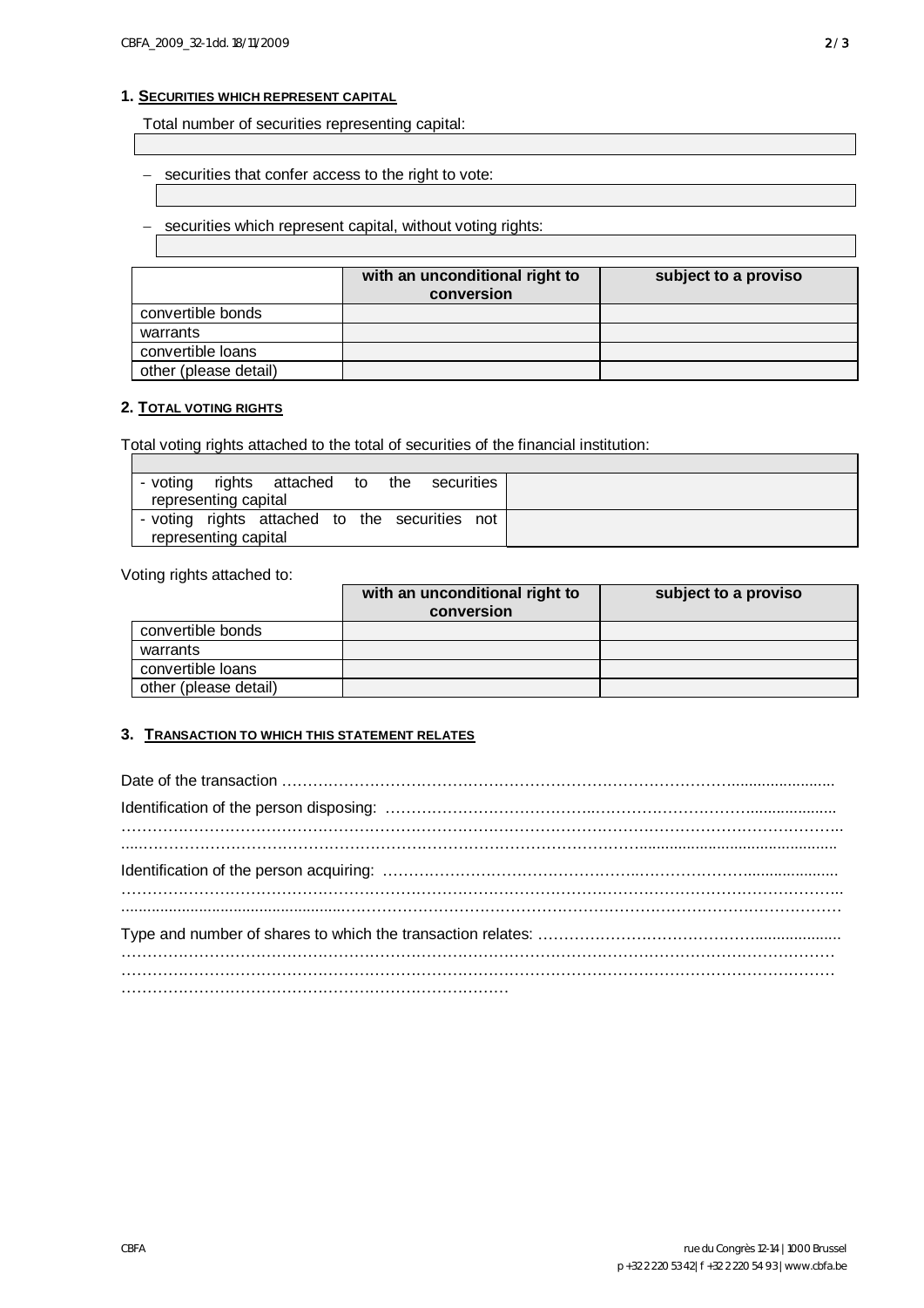## 1. SECURITIES WHICH REPRESENT CAPITAL

Total number of securities representing capital:

– securities that confer access to the right to vote:

– securities which represent capital, without voting rights:

| | with an unconditional right to conversion | subject to a proviso |
|---|---|---|
| convertible bonds | | |
| warrants | | |
| convertible loans | | |
| other (please detail) | | |

## 2. TOTAL VOTING RIGHTS

Total voting rights attached to the total of securities of the financial institution:

| | |
|---|---|
| - voting rights attached to the securities representing capital | |
| - voting rights attached to the securities not representing capital | |

Voting rights attached to:

| | with an unconditional right to conversion | subject to a proviso |
|---|---|---|
| convertible bonds | | |
| warrants | | |
| convertible loans | | |
| other (please detail) | | |

## 3. TRANSACTION TO WHICH THIS STATEMENT RELATES

Date of the transaction ……………………………………………………………………………………

Identification of the person disposing: ……………………………………………………………………
……………………………………………………………………………………………………………
……………………………………………………………………………………………………………

Identification of the person acquiring: ……………………………………………………………………
……………………………………………………………………………………………………………
……………………………………………………………………………………………………………

Type and number of shares to which the transaction relates: …………………………………………
……………………………………………………………………………………………………………
……………………………………………………………………………………………………………
…………………………………………………………………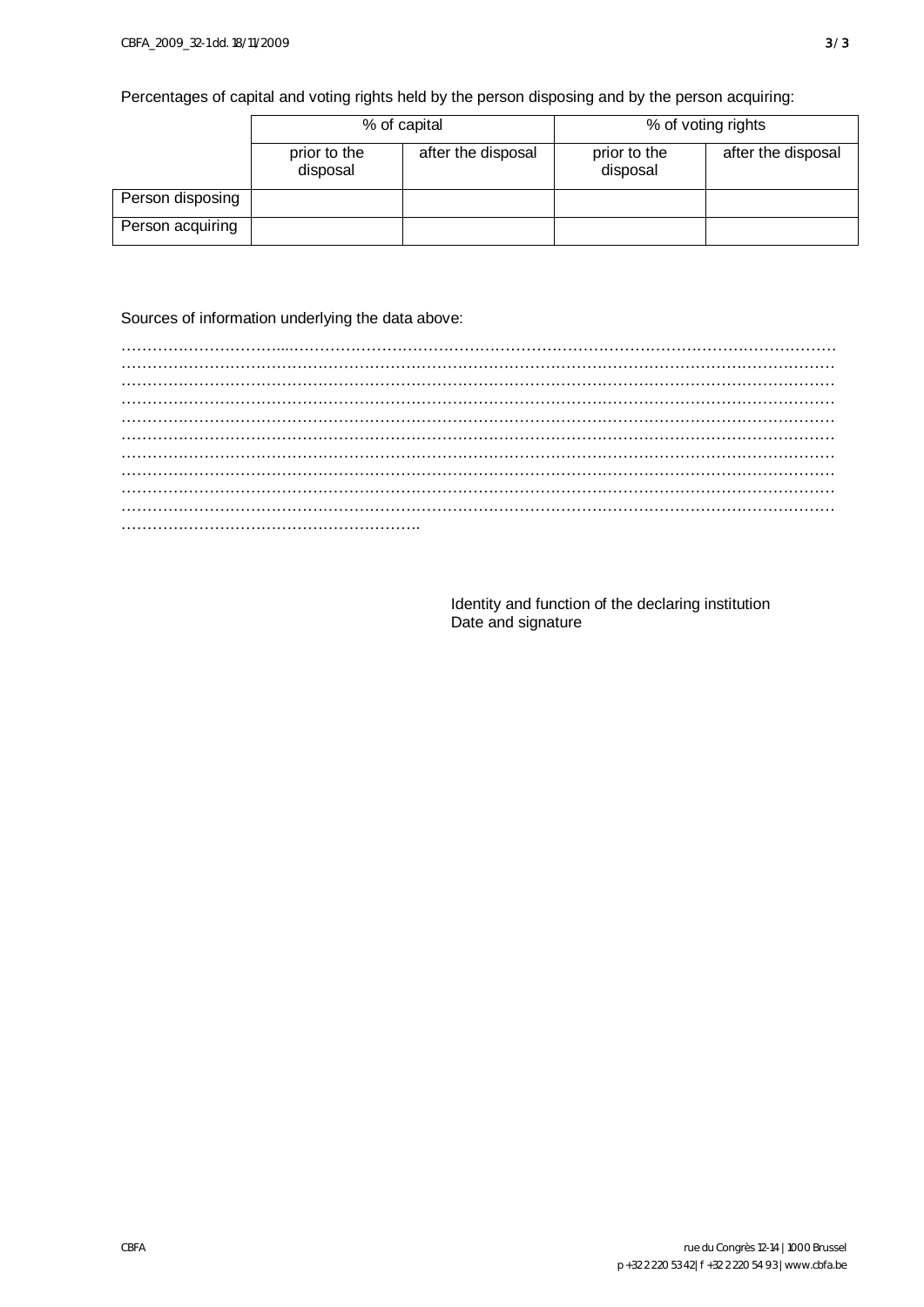Percentages of capital and voting rights held by the person disposing and by the person acquiring:

| | % of capital | | % of voting rights | |
|---|---|---|---|---|
| | prior to the disposal | after the disposal | prior to the disposal | after the disposal |
| Person disposing | | | | |
| Person acquiring | | | | |

Sources of information underlying the data above:

……………………………………………………………………………………………………………………
……………………………………………………………………………………………………………………
……………………………………………………………………………………………………………………
……………………………………………………………………………………………………………………
……………………………………………………………………………………………………………………
……………………………………………………………………………………………………………………
……………………………………………………………………………………………………………………
……………………………………………………………………………………………………………………
……………………………………………………………………………………………………………………
……………………………………………………………………………………………………………………
…………………………………………………….

Identity and function of the declaring institution
Date and signature